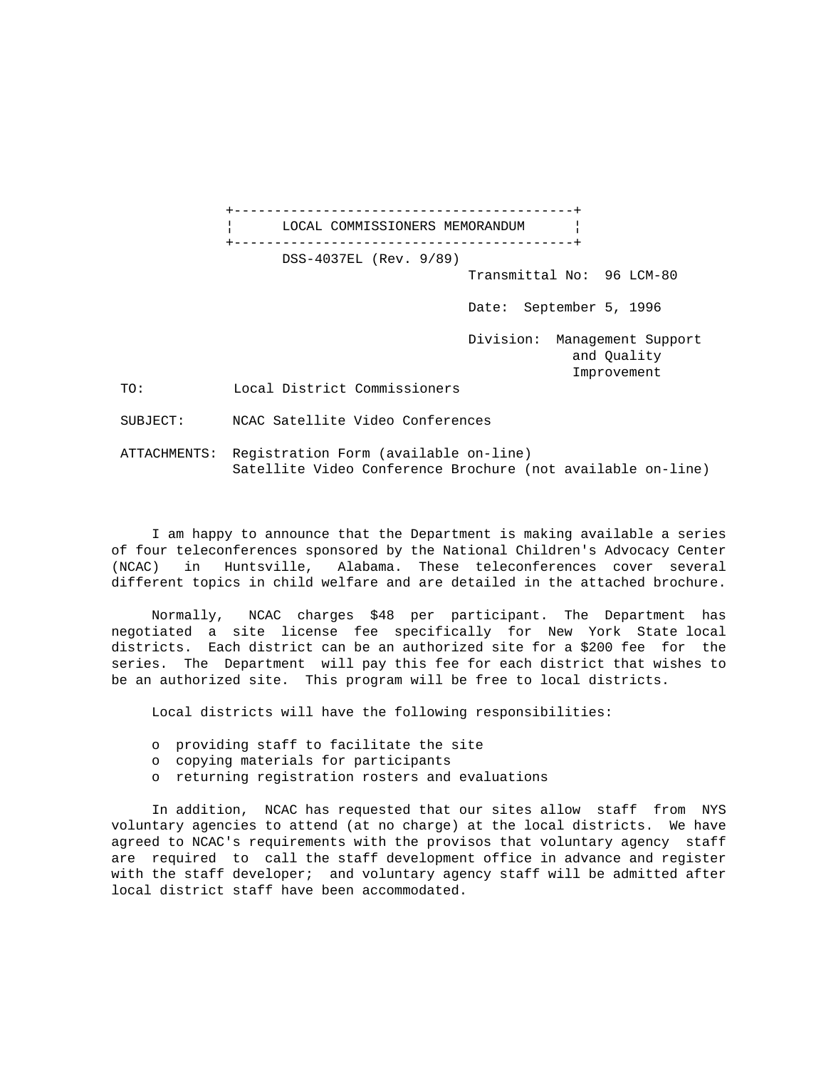# LOCAL COMMISSIONERS MEMORANDUM

DSS-4037EL (Rev. 9/89)

Transmittal No: 96 LCM-80

Date: September 5, 1996

Division: Management Support and Quality Improvement

TO: Local District Commissioners

SUBJECT: NCAC Satellite Video Conferences

ATTACHMENTS: Registration Form (available on-line)
Satellite Video Conference Brochure (not available on-line)

I am happy to announce that the Department is making available a series of four teleconferences sponsored by the National Children's Advocacy Center (NCAC) in Huntsville, Alabama. These teleconferences cover several different topics in child welfare and are detailed in the attached brochure.

Normally, NCAC charges $48 per participant. The Department has negotiated a site license fee specifically for New York State local districts. Each district can be an authorized site for a $200 fee for the series. The Department will pay this fee for each district that wishes to be an authorized site. This program will be free to local districts.

Local districts will have the following responsibilities:

- providing staff to facilitate the site
- copying materials for participants
- returning registration rosters and evaluations

In addition, NCAC has requested that our sites allow staff from NYS voluntary agencies to attend (at no charge) at the local districts. We have agreed to NCAC's requirements with the provisos that voluntary agency staff are required to call the staff development office in advance and register with the staff developer; and voluntary agency staff will be admitted after local district staff have been accommodated.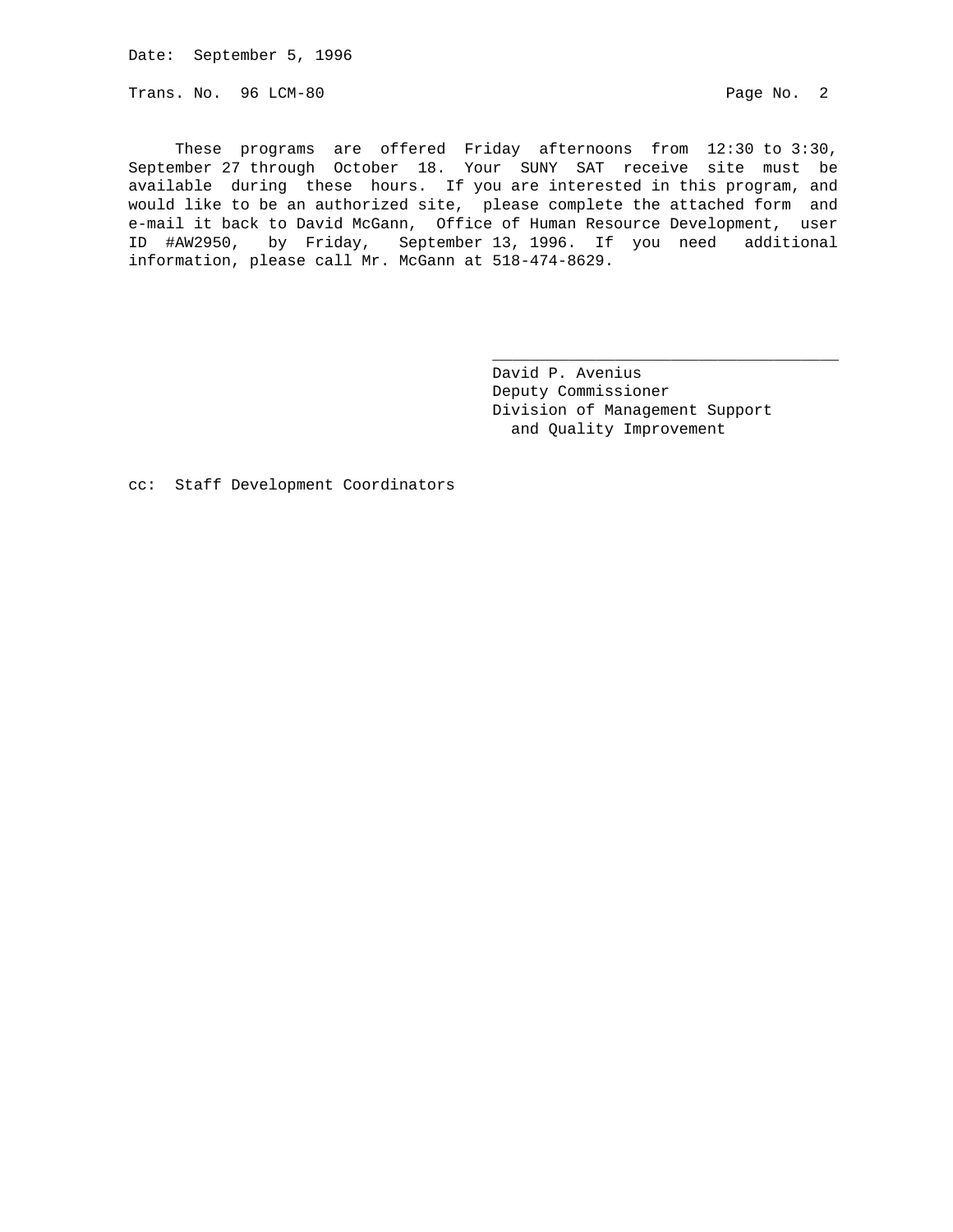These programs are offered Friday afternoons from 12:30 to 3:30, September 27 through October 18. Your SUNY SAT receive site must be available during these hours. If you are interested in this program, and would like to be an authorized site, please complete the attached form and e-mail it back to David McGann, Office of Human Resource Development, user ID #AW2950, by Friday, September 13, 1996. If you need additional information, please call Mr. McGann at 518-474-8629.

_____________________________________

David P. Avenius
Deputy Commissioner
Division of Management Support
and Quality Improvement

cc: Staff Development Coordinators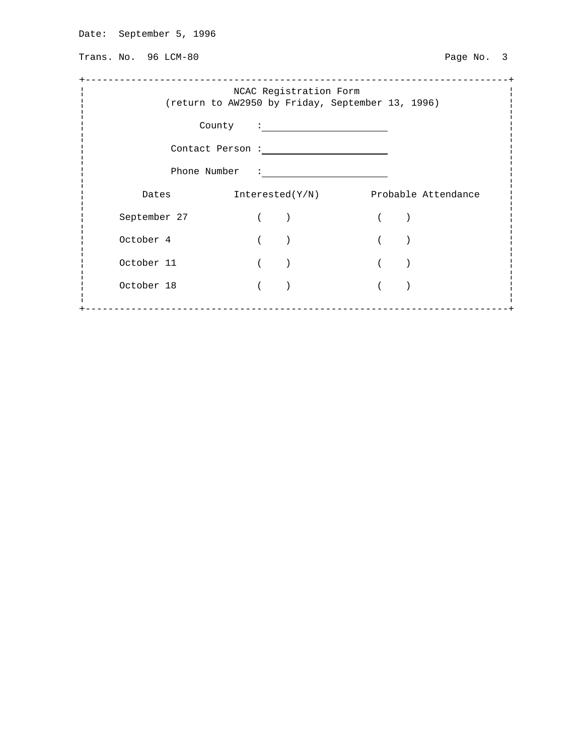Date: September 5, 1996

Trans. No. 96 LCM-80

**NCAC Registration Form**
(return to AW2950 by Friday, September 13, 1996)

County :______________________

Contact Person :______________________

Phone Number :______________________

| Dates | Interested(Y/N) | Probable Attendance |
|---|---|---|
| September 27 | (   ) | (   ) |
| October 4 | (   ) | (   ) |
| October 11 | (   ) | (   ) |
| October 18 | (   ) | (   ) |